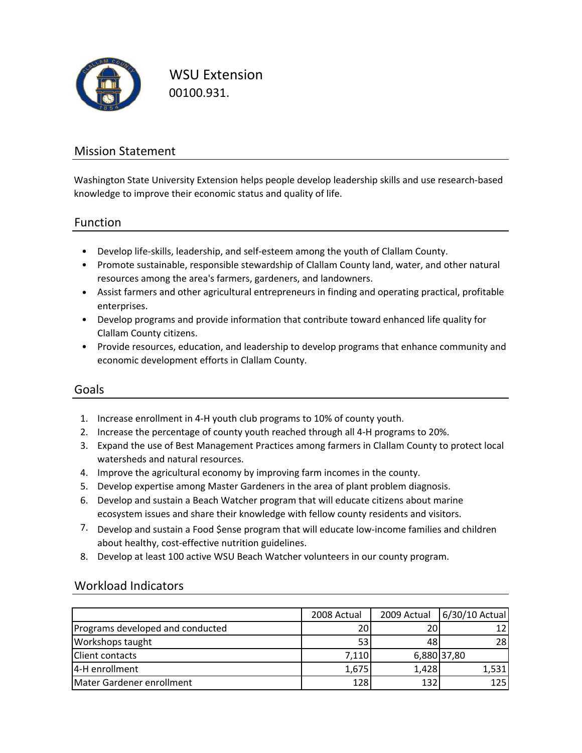# WSU Extension

00100.931.

## Mission Statement

Washington State University Extension helps people develop leadership skills and use research-based knowledge to improve their economic status and quality of life.

## Function

- Develop life-skills, leadership, and self-esteem among the youth of Clallam County.
- Promote sustainable, responsible stewardship of Clallam County land, water, and other natural resources among the area's farmers, gardeners, and landowners.
- Assist farmers and other agricultural entrepreneurs in finding and operating practical, profitable enterprises.
- Develop programs and provide information that contribute toward enhanced life quality for Clallam County citizens.
- Provide resources, education, and leadership to develop programs that enhance community and economic development efforts in Clallam County.

## Goals

1. Increase enrollment in 4-H youth club programs to 10% of county youth.
2. Increase the percentage of county youth reached through all 4-H programs to 20%.
3. Expand the use of Best Management Practices among farmers in Clallam County to protect local watersheds and natural resources.
4. Improve the agricultural economy by improving farm incomes in the county.
5. Develop expertise among Master Gardeners in the area of plant problem diagnosis.
6. Develop and sustain a Beach Watcher program that will educate citizens about marine ecosystem issues and share their knowledge with fellow county residents and visitors.
7. Develop and sustain a Food $ense program that will educate low-income families and children about healthy, cost-effective nutrition guidelines.
8. Develop at least 100 active WSU Beach Watcher volunteers in our county program.

## Workload Indicators

| | 2008 Actual | 2009 Actual | 6/30/10 Actual |
|---|---|---|---|
| Programs developed and conducted | 20 | 20 | 12 |
| Workshops taught | 53 | 48 | 28 |
| Client contacts | 7,110 | 6,880 | 37,80 |
| 4-H enrollment | 1,675 | 1,428 | 1,531 |
| Mater Gardener enrollment | 128 | 132 | 125 |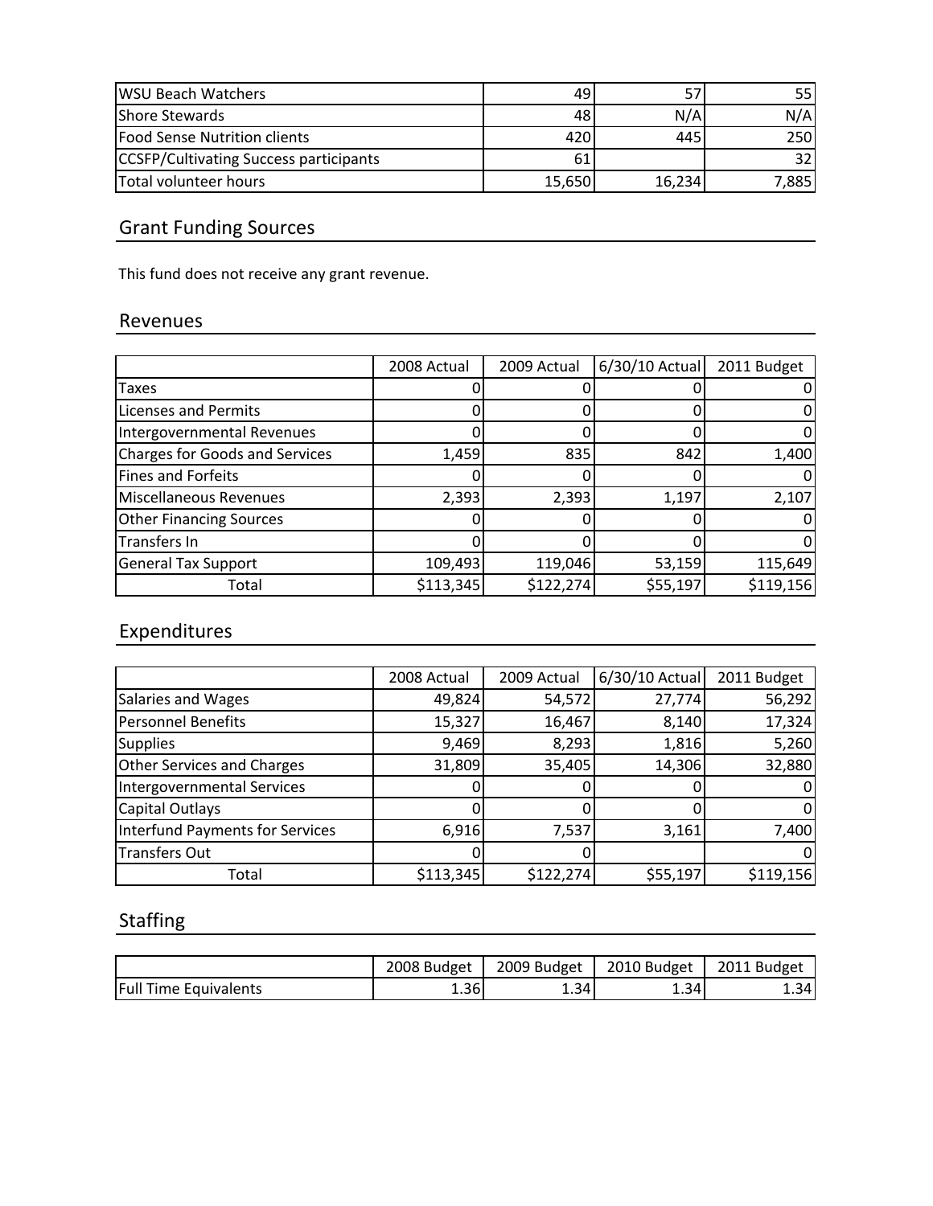| | | | |
|---|---|---|---|
| WSU Beach Watchers | 49 | 57 | 55 |
| Shore Stewards | 48 | N/A | N/A |
| Food Sense Nutrition clients | 420 | 445 | 250 |
| CCSFP/Cultivating Success participants | 61 | | 32 |
| Total volunteer hours | 15,650 | 16,234 | 7,885 |

## Grant Funding Sources

This fund does not receive any grant revenue.

## Revenues

| | 2008 Actual | 2009 Actual | 6/30/10 Actual | 2011 Budget |
|---|---|---|---|---|
| Taxes | 0 | 0 | 0 | 0 |
| Licenses and Permits | 0 | 0 | 0 | 0 |
| Intergovernmental Revenues | 0 | 0 | 0 | 0 |
| Charges for Goods and Services | 1,459 | 835 | 842 | 1,400 |
| Fines and Forfeits | 0 | 0 | 0 | 0 |
| Miscellaneous Revenues | 2,393 | 2,393 | 1,197 | 2,107 |
| Other Financing Sources | 0 | 0 | 0 | 0 |
| Transfers In | 0 | 0 | 0 | 0 |
| General Tax Support | 109,493 | 119,046 | 53,159 | 115,649 |
| Total | $113,345 | $122,274 | $55,197 | $119,156 |

## Expenditures

| | 2008 Actual | 2009 Actual | 6/30/10 Actual | 2011 Budget |
|---|---|---|---|---|
| Salaries and Wages | 49,824 | 54,572 | 27,774 | 56,292 |
| Personnel Benefits | 15,327 | 16,467 | 8,140 | 17,324 |
| Supplies | 9,469 | 8,293 | 1,816 | 5,260 |
| Other Services and Charges | 31,809 | 35,405 | 14,306 | 32,880 |
| Intergovernmental Services | 0 | 0 | 0 | 0 |
| Capital Outlays | 0 | 0 | 0 | 0 |
| Interfund Payments for Services | 6,916 | 7,537 | 3,161 | 7,400 |
| Transfers Out | 0 | 0 | | 0 |
| Total | $113,345 | $122,274 | $55,197 | $119,156 |

## Staffing

| | 2008 Budget | 2009 Budget | 2010 Budget | 2011 Budget |
|---|---|---|---|---|
| Full Time Equivalents | 1.36 | 1.34 | 1.34 | 1.34 |